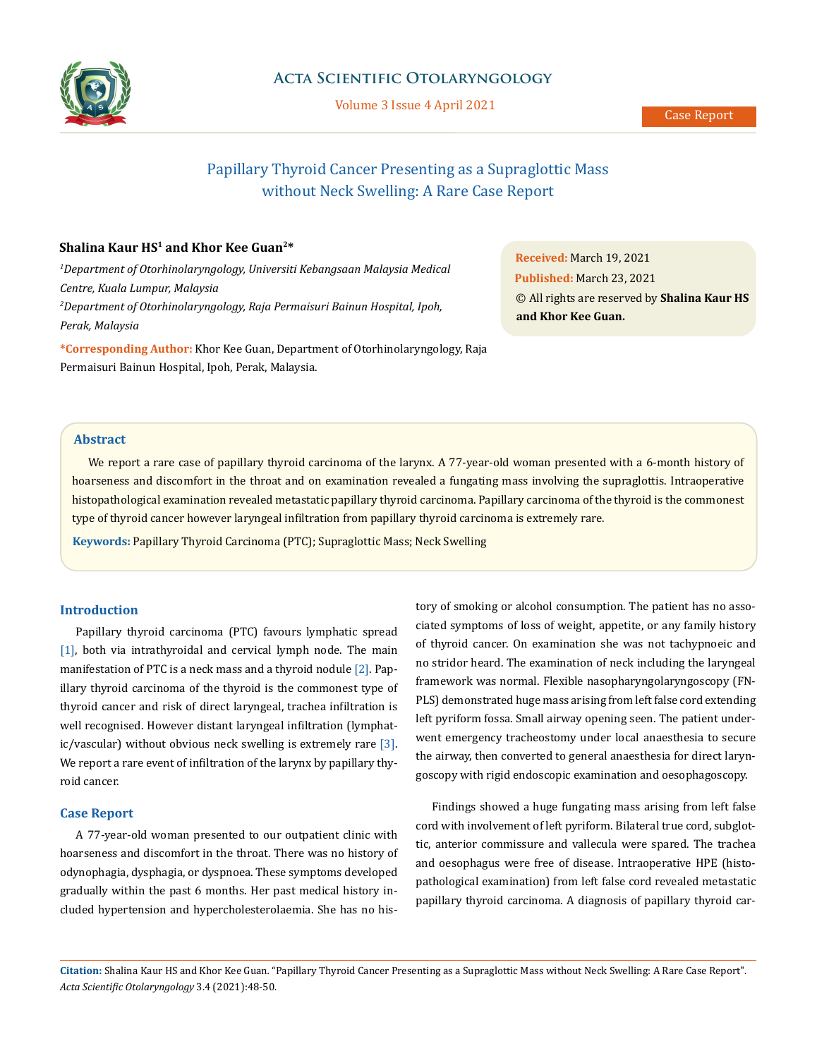# Papillary Thyroid Cancer Presenting as a Supraglottic Mass without Neck Swelling: A Rare Case Report

**Shalina Kaur HS[1] and Khor Kee Guan[2]***

*[1]Department of Otorhinolaryngology, Universiti Kebangsaan Malaysia Medical Centre, Kuala Lumpur, Malaysia*

*[2]Department of Otorhinolaryngology, Raja Permaisuri Bainun Hospital, Ipoh, Perak, Malaysia*

**\*Corresponding Author:** Khor Kee Guan, Department of Otorhinolaryngology, Raja Permaisuri Bainun Hospital, Ipoh, Perak, Malaysia.

**Received:** March 19, 2021

**Published:** March 23, 2021

© All rights are reserved by **Shalina Kaur HS and Khor Kee Guan.**

## Abstract

We report a rare case of papillary thyroid carcinoma of the larynx. A 77-year-old woman presented with a 6-month history of hoarseness and discomfort in the throat and on examination revealed a fungating mass involving the supraglottis. Intraoperative histopathological examination revealed metastatic papillary thyroid carcinoma. Papillary carcinoma of the thyroid is the commonest type of thyroid cancer however laryngeal infiltration from papillary thyroid carcinoma is extremely rare.

**Keywords:** Papillary Thyroid Carcinoma (PTC); Supraglottic Mass; Neck Swelling

## Introduction

Papillary thyroid carcinoma (PTC) favours lymphatic spread [1], both via intrathyroidal and cervical lymph node. The main manifestation of PTC is a neck mass and a thyroid nodule [2]. Papillary thyroid carcinoma of the thyroid is the commonest type of thyroid cancer and risk of direct laryngeal, trachea infiltration is well recognised. However distant laryngeal infiltration (lymphatic/vascular) without obvious neck swelling is extremely rare [3]. We report a rare event of infiltration of the larynx by papillary thyroid cancer.

## Case Report

A 77-year-old woman presented to our outpatient clinic with hoarseness and discomfort in the throat. There was no history of odynophagia, dysphagia, or dyspnoea. These symptoms developed gradually within the past 6 months. Her past medical history included hypertension and hypercholesterolaemia. She has no history of smoking or alcohol consumption. The patient has no associated symptoms of loss of weight, appetite, or any family history of thyroid cancer. On examination she was not tachypnoeic and no stridor heard. The examination of neck including the laryngeal framework was normal. Flexible nasopharyngolaryngoscopy (FNPLS) demonstrated huge mass arising from left false cord extending left pyriform fossa. Small airway opening seen. The patient underwent emergency tracheostomy under local anaesthesia to secure the airway, then converted to general anaesthesia for direct laryngoscopy with rigid endoscopic examination and oesophagoscopy.

Findings showed a huge fungating mass arising from left false cord with involvement of left pyriform. Bilateral true cord, subglottic, anterior commissure and vallecula were spared. The trachea and oesophagus were free of disease. Intraoperative HPE (histopathological examination) from left false cord revealed metastatic papillary thyroid carcinoma. A diagnosis of papillary thyroid car-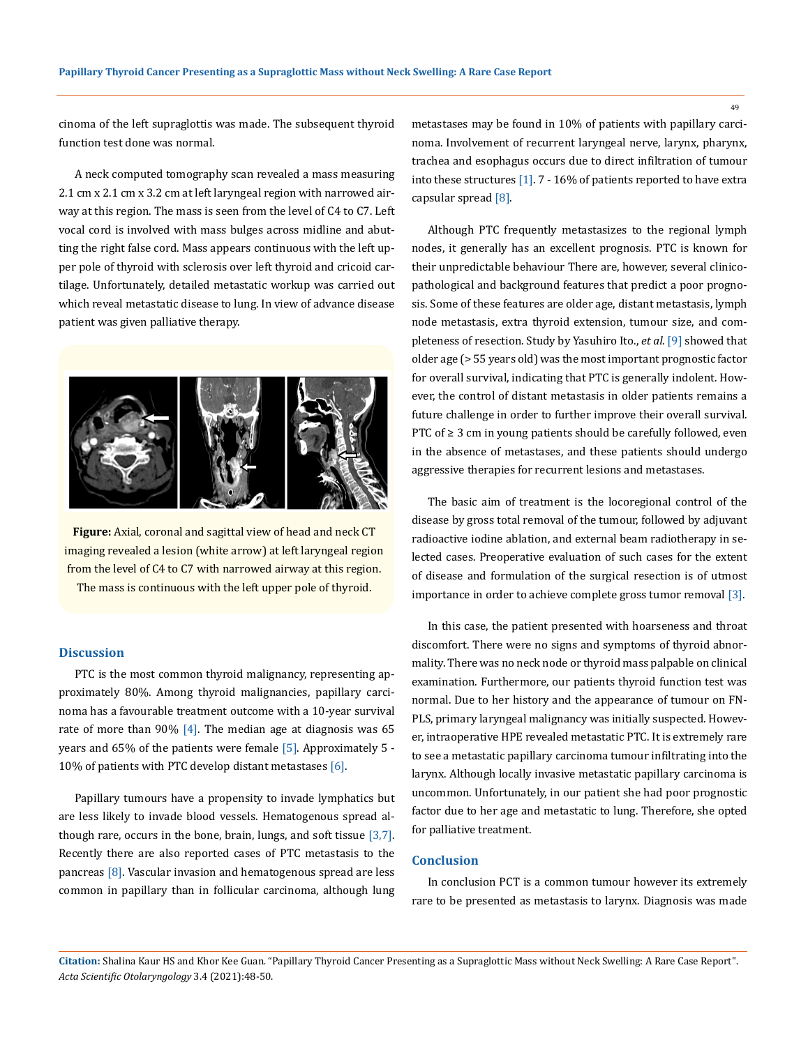cinoma of the left supraglottis was made. The subsequent thyroid function test done was normal.

A neck computed tomography scan revealed a mass measuring 2.1 cm x 2.1 cm x 3.2 cm at left laryngeal region with narrowed airway at this region. The mass is seen from the level of C4 to C7. Left vocal cord is involved with mass bulges across midline and abutting the right false cord. Mass appears continuous with the left upper pole of thyroid with sclerosis over left thyroid and cricoid cartilage. Unfortunately, detailed metastatic workup was carried out which reveal metastatic disease to lung. In view of advance disease patient was given palliative therapy.

**Figure:** Axial, coronal and sagittal view of head and neck CT imaging revealed a lesion (white arrow) at left laryngeal region from the level of C4 to C7 with narrowed airway at this region. The mass is continuous with the left upper pole of thyroid.

## Discussion

PTC is the most common thyroid malignancy, representing approximately 80%. Among thyroid malignancies, papillary carcinoma has a favourable treatment outcome with a 10-year survival rate of more than 90% [4]. The median age at diagnosis was 65 years and 65% of the patients were female [5]. Approximately 5 - 10% of patients with PTC develop distant metastases [6].

Papillary tumours have a propensity to invade lymphatics but are less likely to invade blood vessels. Hematogenous spread although rare, occurs in the bone, brain, lungs, and soft tissue [3,7]. Recently there are also reported cases of PTC metastasis to the pancreas [8]. Vascular invasion and hematogenous spread are less common in papillary than in follicular carcinoma, although lung metastases may be found in 10% of patients with papillary carcinoma. Involvement of recurrent laryngeal nerve, larynx, pharynx, trachea and esophagus occurs due to direct infiltration of tumour into these structures [1]. 7 - 16% of patients reported to have extra capsular spread [8].

Although PTC frequently metastasizes to the regional lymph nodes, it generally has an excellent prognosis. PTC is known for their unpredictable behaviour There are, however, several clinicopathological and background features that predict a poor prognosis. Some of these features are older age, distant metastasis, lymph node metastasis, extra thyroid extension, tumour size, and completeness of resection. Study by Yasuhiro Ito., *et al.* [9] showed that older age (> 55 years old) was the most important prognostic factor for overall survival, indicating that PTC is generally indolent. However, the control of distant metastasis in older patients remains a future challenge in order to further improve their overall survival. PTC of ≥ 3 cm in young patients should be carefully followed, even in the absence of metastases, and these patients should undergo aggressive therapies for recurrent lesions and metastases.

The basic aim of treatment is the locoregional control of the disease by gross total removal of the tumour, followed by adjuvant radioactive iodine ablation, and external beam radiotherapy in selected cases. Preoperative evaluation of such cases for the extent of disease and formulation of the surgical resection is of utmost importance in order to achieve complete gross tumor removal [3].

In this case, the patient presented with hoarseness and throat discomfort. There were no signs and symptoms of thyroid abnormality. There was no neck node or thyroid mass palpable on clinical examination. Furthermore, our patients thyroid function test was normal. Due to her history and the appearance of tumour on FNPLS, primary laryngeal malignancy was initially suspected. However, intraoperative HPE revealed metastatic PTC. It is extremely rare to see a metastatic papillary carcinoma tumour infiltrating into the larynx. Although locally invasive metastatic papillary carcinoma is uncommon. Unfortunately, in our patient she had poor prognostic factor due to her age and metastatic to lung. Therefore, she opted for palliative treatment.

## Conclusion

In conclusion PCT is a common tumour however its extremely rare to be presented as metastasis to larynx. Diagnosis was made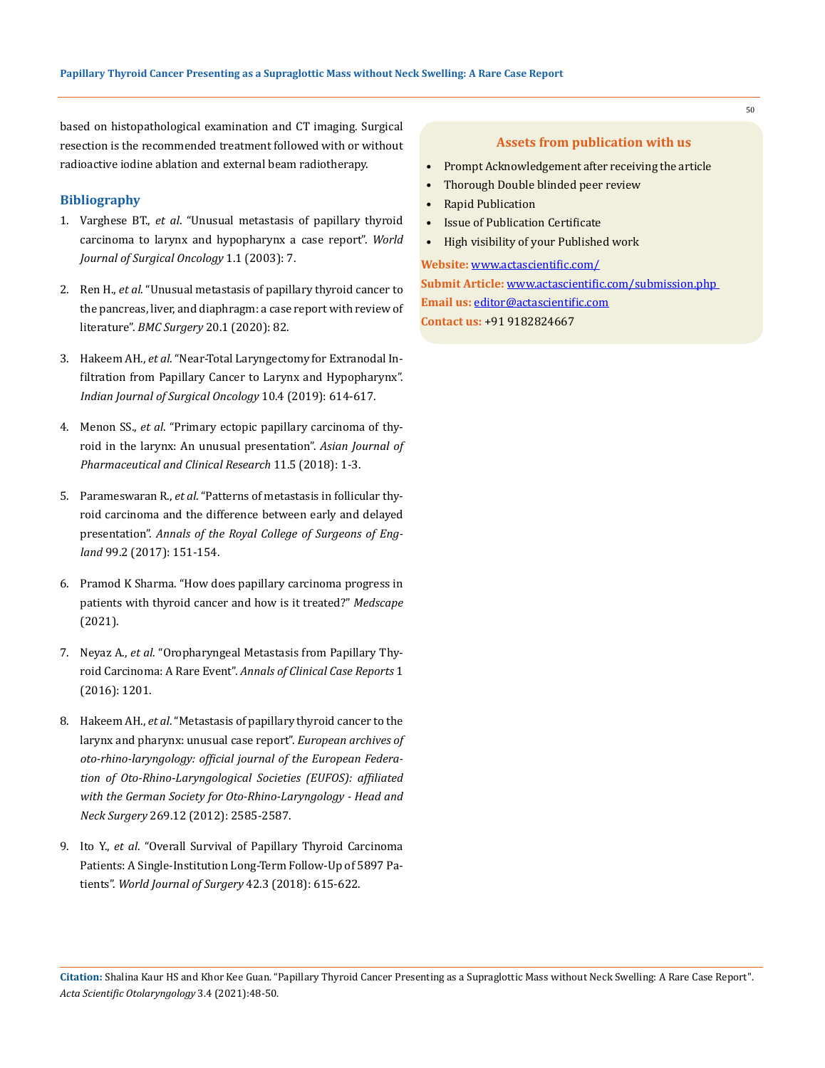based on histopathological examination and CT imaging. Surgical resection is the recommended treatment followed with or without radioactive iodine ablation and external beam radiotherapy.

## Bibliography

1. Varghese BT., *et al*. "Unusual metastasis of papillary thyroid carcinoma to larynx and hypopharynx a case report". *World Journal of Surgical Oncology* 1.1 (2003): 7.
2. Ren H., *et al*. "Unusual metastasis of papillary thyroid cancer to the pancreas, liver, and diaphragm: a case report with review of literature". *BMC Surgery* 20.1 (2020): 82.
3. Hakeem AH., *et al*. "Near-Total Laryngectomy for Extranodal Infiltration from Papillary Cancer to Larynx and Hypopharynx". *Indian Journal of Surgical Oncology* 10.4 (2019): 614-617.
4. Menon SS., *et al*. "Primary ectopic papillary carcinoma of thyroid in the larynx: An unusual presentation". *Asian Journal of Pharmaceutical and Clinical Research* 11.5 (2018): 1-3.
5. Parameswaran R., *et al*. "Patterns of metastasis in follicular thyroid carcinoma and the difference between early and delayed presentation". *Annals of the Royal College of Surgeons of England* 99.2 (2017): 151-154.
6. Pramod K Sharma. "How does papillary carcinoma progress in patients with thyroid cancer and how is it treated?" *Medscape* (2021).
7. Neyaz A., *et al*. "Oropharyngeal Metastasis from Papillary Thyroid Carcinoma: A Rare Event". *Annals of Clinical Case Reports* 1 (2016): 1201.
8. Hakeem AH., *et al*. "Metastasis of papillary thyroid cancer to the larynx and pharynx: unusual case report". *European archives of oto-rhino-laryngology: official journal of the European Federation of Oto-Rhino-Laryngological Societies (EUFOS): affiliated with the German Society for Oto-Rhino-Laryngology - Head and Neck Surgery* 269.12 (2012): 2585-2587.
9. Ito Y., *et al*. "Overall Survival of Papillary Thyroid Carcinoma Patients: A Single-Institution Long-Term Follow-Up of 5897 Patients". *World Journal of Surgery* 42.3 (2018): 615-622.

### Assets from publication with us

- Prompt Acknowledgement after receiving the article
- Thorough Double blinded peer review
- Rapid Publication
- Issue of Publication Certificate
- High visibility of your Published work

**Website:** www.actascientific.com/
**Submit Article:** www.actascientific.com/submission.php
**Email us:** editor@actascientific.com
**Contact us:** +91 9182824667

**Citation:** Shalina Kaur HS and Khor Kee Guan. "Papillary Thyroid Cancer Presenting as a Supraglottic Mass without Neck Swelling: A Rare Case Report". *Acta Scientific Otolaryngology* 3.4 (2021):48-50.